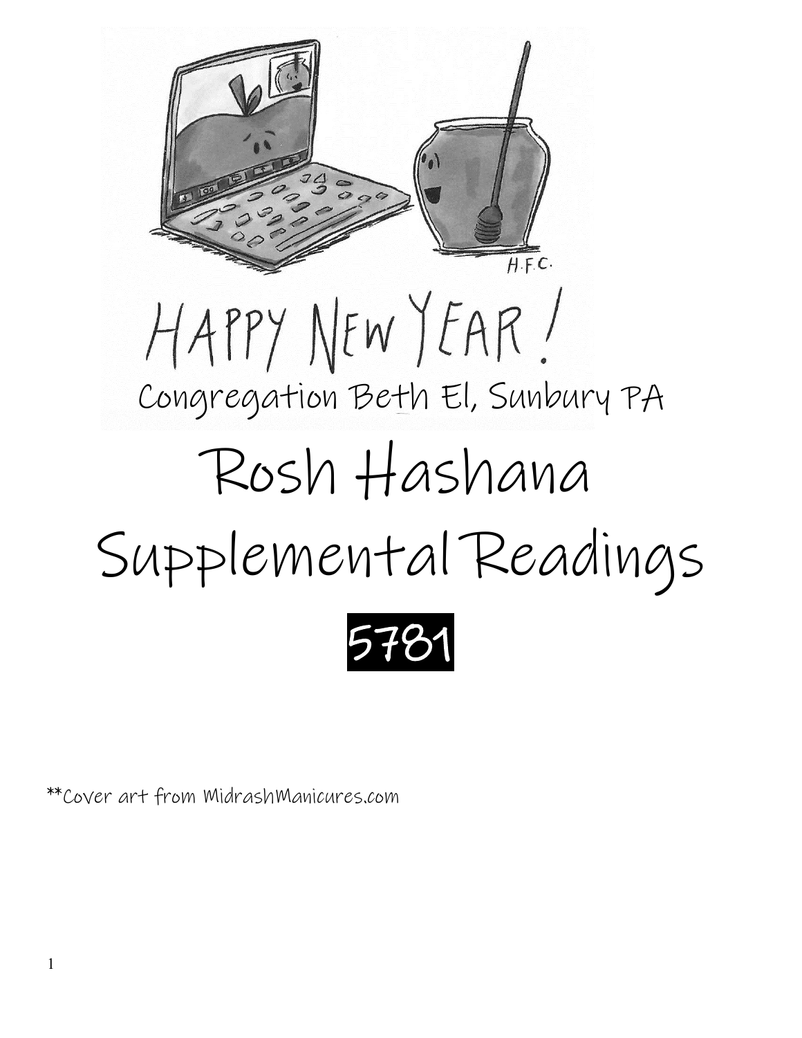HAPPY NEW YEAR!

Congregation Beth El, Sunbury PA

# Rosh Hashana Supplemental Readings

## 5781

**Cover art from MidrashManicures.com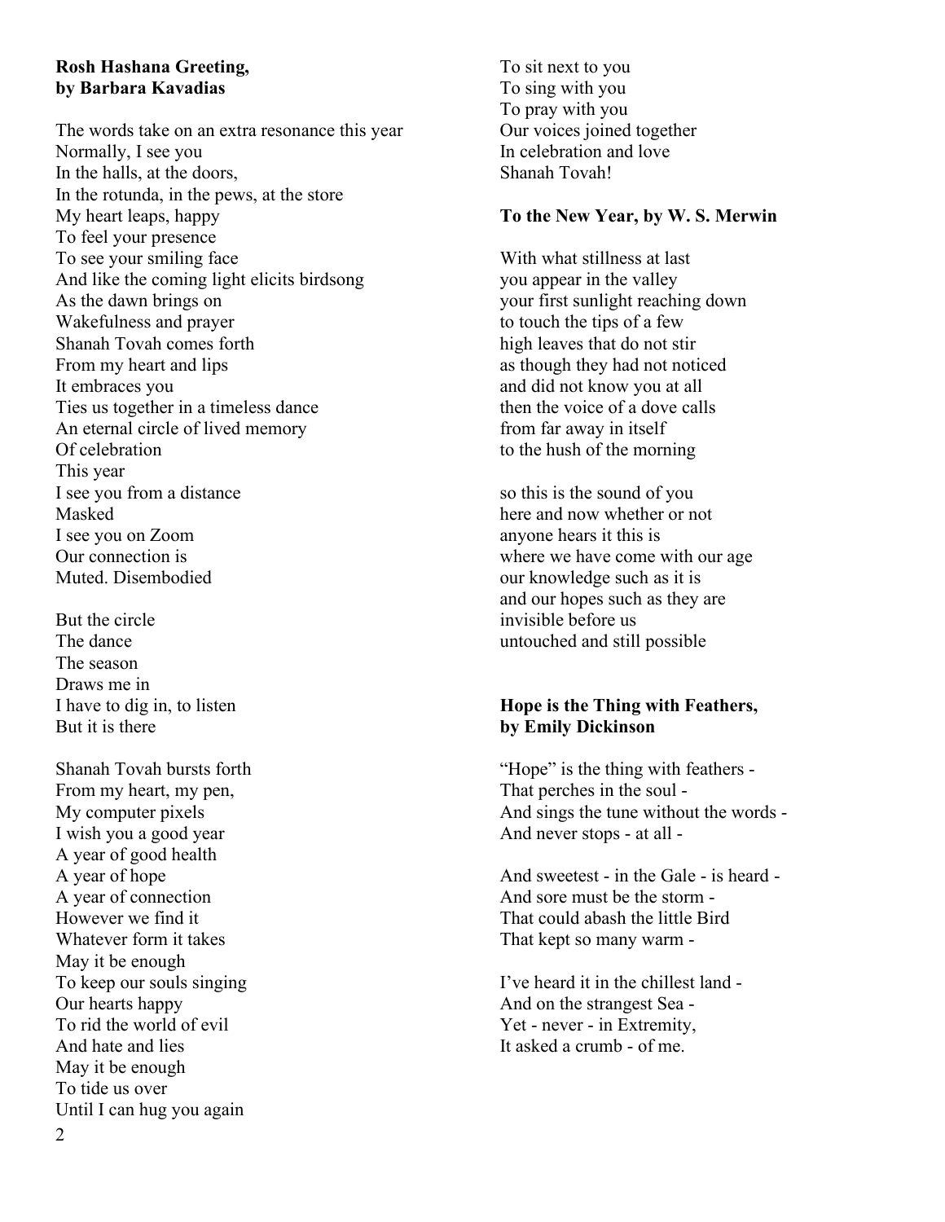**Rosh Hashana Greeting,**
**by Barbara Kavadias**

The words take on an extra resonance this year
Normally, I see you
In the halls, at the doors,
In the rotunda, in the pews, at the store
My heart leaps, happy
To feel your presence
To see your smiling face
And like the coming light elicits birdsong
As the dawn brings on
Wakefulness and prayer
Shanah Tovah comes forth
From my heart and lips
It embraces you
Ties us together in a timeless dance
An eternal circle of lived memory
Of celebration
This year
I see you from a distance
Masked
I see you on Zoom
Our connection is
Muted. Disembodied

But the circle
The dance
The season
Draws me in
I have to dig in, to listen
But it is there

Shanah Tovah bursts forth
From my heart, my pen,
My computer pixels
I wish you a good year
A year of good health
A year of hope
A year of connection
However we find it
Whatever form it takes
May it be enough
To keep our souls singing
Our hearts happy
To rid the world of evil
And hate and lies
May it be enough
To tide us over
Until I can hug you again
To sit next to you
To sing with you
To pray with you
Our voices joined together
In celebration and love
Shanah Tovah!

**To the New Year, by W. S. Merwin**

With what stillness at last
you appear in the valley
your first sunlight reaching down
to touch the tips of a few
high leaves that do not stir
as though they had not noticed
and did not know you at all
then the voice of a dove calls
from far away in itself
to the hush of the morning

so this is the sound of you
here and now whether or not
anyone hears it this is
where we have come with our age
our knowledge such as it is
and our hopes such as they are
invisible before us
untouched and still possible

**Hope is the Thing with Feathers,**
**by Emily Dickinson**

"Hope" is the thing with feathers -
That perches in the soul -
And sings the tune without the words -
And never stops - at all -

And sweetest - in the Gale - is heard -
And sore must be the storm -
That could abash the little Bird
That kept so many warm -

I've heard it in the chillest land -
And on the strangest Sea -
Yet - never - in Extremity,
It asked a crumb - of me.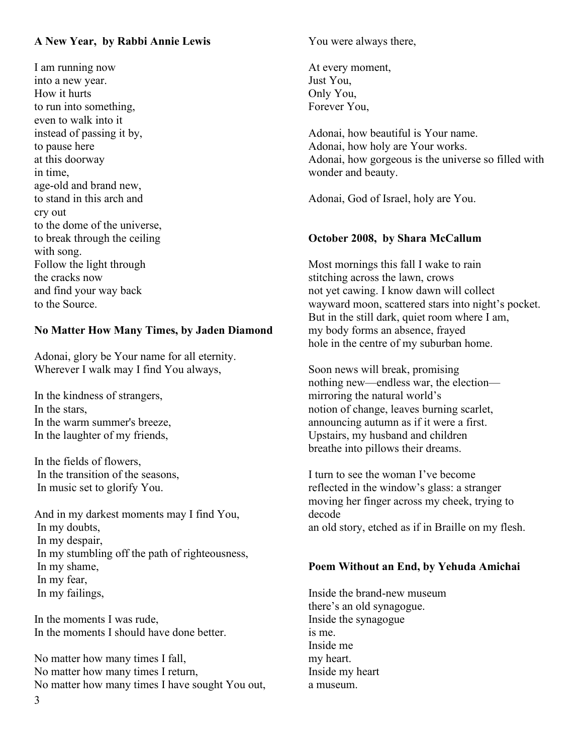**A New Year, by Rabbi Annie Lewis**

I am running now
into a new year.
How it hurts
to run into something,
even to walk into it
instead of passing it by,
to pause here
at this doorway
in time,
age-old and brand new,
to stand in this arch and
cry out
to the dome of the universe,
to break through the ceiling
with song.
Follow the light through
the cracks now
and find your way back
to the Source.

**No Matter How Many Times, by Jaden Diamond**

Adonai, glory be Your name for all eternity.
Wherever I walk may I find You always,

In the kindness of strangers,
In the stars,
In the warm summer's breeze,
In the laughter of my friends,

In the fields of flowers,
In the transition of the seasons,
In music set to glorify You.

And in my darkest moments may I find You,
In my doubts,
In my despair,
In my stumbling off the path of righteousness,
In my shame,
In my fear,
In my failings,

In the moments I was rude,
In the moments I should have done better.

No matter how many times I fall,
No matter how many times I return,
No matter how many times I have sought You out,
You were always there,

At every moment,
Just You,
Only You,
Forever You,

Adonai, how beautiful is Your name.
Adonai, how holy are Your works.
Adonai, how gorgeous is the universe so filled with wonder and beauty.

Adonai, God of Israel, holy are You.

**October 2008, by Shara McCallum**

Most mornings this fall I wake to rain
stitching across the lawn, crows
not yet cawing. I know dawn will collect
wayward moon, scattered stars into night's pocket.
But in the still dark, quiet room where I am,
my body forms an absence, frayed
hole in the centre of my suburban home.

Soon news will break, promising
nothing new—endless war, the election—
mirroring the natural world's
notion of change, leaves burning scarlet,
announcing autumn as if it were a first.
Upstairs, my husband and children
breathe into pillows their dreams.

I turn to see the woman I've become
reflected in the window's glass: a stranger
moving her finger across my cheek, trying to decode
an old story, etched as if in Braille on my flesh.

**Poem Without an End, by Yehuda Amichai**

Inside the brand-new museum
there's an old synagogue.
Inside the synagogue
is me.
Inside me
my heart.
Inside my heart
a museum.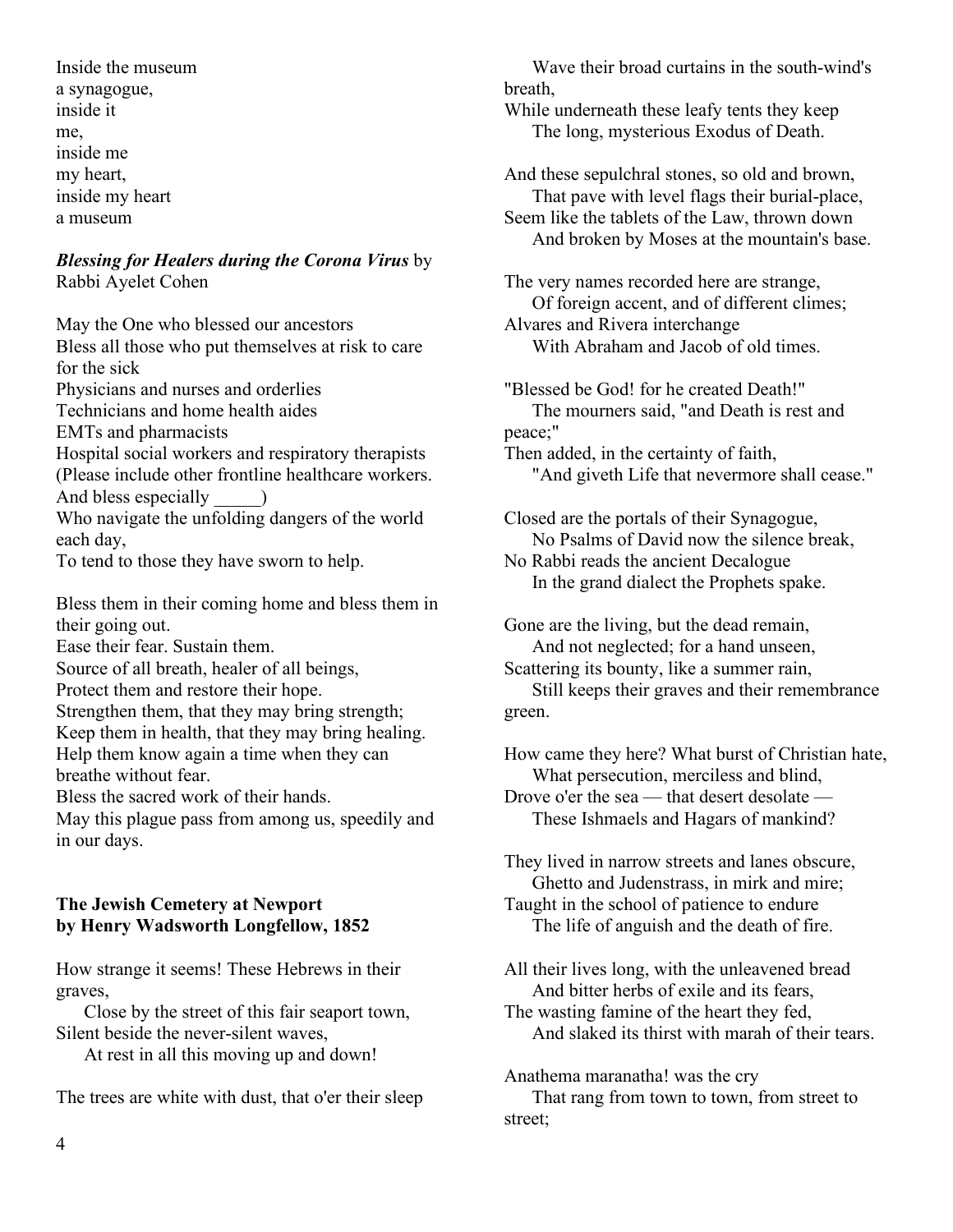Inside the museum  
a synagogue,  
inside it  
me,  
inside me  
my heart,  
inside my heart  
a museum

***Blessing for Healers during the Corona Virus*** by Rabbi Ayelet Cohen

May the One who blessed our ancestors  
Bless all those who put themselves at risk to care for the sick  
Physicians and nurses and orderlies  
Technicians and home health aides  
EMTs and pharmacists  
Hospital social workers and respiratory therapists  
(Please include other frontline healthcare workers. And bless especially _____)  
Who navigate the unfolding dangers of the world each day,  
To tend to those they have sworn to help.

Bless them in their coming home and bless them in their going out.  
Ease their fear. Sustain them.  
Source of all breath, healer of all beings,  
Protect them and restore their hope.  
Strengthen them, that they may bring strength;  
Keep them in health, that they may bring healing.  
Help them know again a time when they can breathe without fear.  
Bless the sacred work of their hands.  
May this plague pass from among us, speedily and in our days.

**The Jewish Cemetery at Newport**  
**by Henry Wadsworth Longfellow, 1852**

How strange it seems! These Hebrews in their graves,  
Close by the street of this fair seaport town,  
Silent beside the never-silent waves,  
At rest in all this moving up and down!

The trees are white with dust, that o'er their sleep  
Wave their broad curtains in the south-wind's breath,  
While underneath these leafy tents they keep  
The long, mysterious Exodus of Death.

And these sepulchral stones, so old and brown,  
That pave with level flags their burial-place,  
Seem like the tablets of the Law, thrown down  
And broken by Moses at the mountain's base.

The very names recorded here are strange,  
Of foreign accent, and of different climes;  
Alvares and Rivera interchange  
With Abraham and Jacob of old times.

"Blessed be God! for he created Death!"  
The mourners said, "and Death is rest and peace;"  
Then added, in the certainty of faith,  
"And giveth Life that nevermore shall cease."

Closed are the portals of their Synagogue,  
No Psalms of David now the silence break,  
No Rabbi reads the ancient Decalogue  
In the grand dialect the Prophets spake.

Gone are the living, but the dead remain,  
And not neglected; for a hand unseen,  
Scattering its bounty, like a summer rain,  
Still keeps their graves and their remembrance green.

How came they here? What burst of Christian hate,  
What persecution, merciless and blind,  
Drove o'er the sea — that desert desolate —  
These Ishmaels and Hagars of mankind?

They lived in narrow streets and lanes obscure,  
Ghetto and Judenstrass, in mirk and mire;  
Taught in the school of patience to endure  
The life of anguish and the death of fire.

All their lives long, with the unleavened bread  
And bitter herbs of exile and its fears,  
The wasting famine of the heart they fed,  
And slaked its thirst with marah of their tears.

Anathema maranatha! was the cry  
That rang from town to town, from street to street;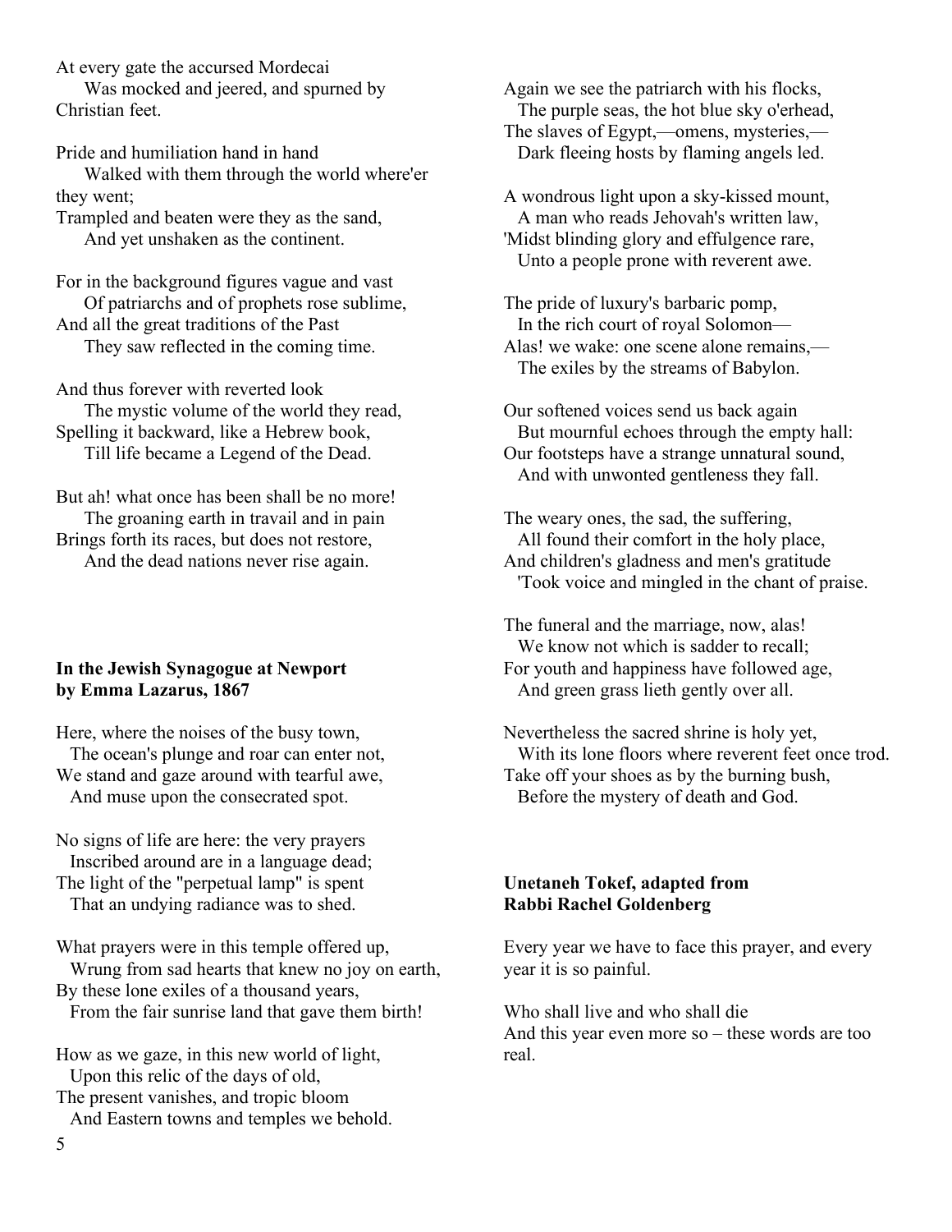At every gate the accursed Mordecai
Was mocked and jeered, and spurned by Christian feet.

Pride and humiliation hand in hand
Walked with them through the world where'er they went;
Trampled and beaten were they as the sand,
And yet unshaken as the continent.

For in the background figures vague and vast
Of patriarchs and of prophets rose sublime,
And all the great traditions of the Past
They saw reflected in the coming time.

And thus forever with reverted look
The mystic volume of the world they read,
Spelling it backward, like a Hebrew book,
Till life became a Legend of the Dead.

But ah! what once has been shall be no more!
The groaning earth in travail and in pain
Brings forth its races, but does not restore,
And the dead nations never rise again.

**In the Jewish Synagogue at Newport**
**by Emma Lazarus, 1867**

Here, where the noises of the busy town,
The ocean's plunge and roar can enter not,
We stand and gaze around with tearful awe,
And muse upon the consecrated spot.

No signs of life are here: the very prayers
Inscribed around are in a language dead;
The light of the "perpetual lamp" is spent
That an undying radiance was to shed.

What prayers were in this temple offered up,
Wrung from sad hearts that knew no joy on earth,
By these lone exiles of a thousand years,
From the fair sunrise land that gave them birth!

How as we gaze, in this new world of light,
Upon this relic of the days of old,
The present vanishes, and tropic bloom
And Eastern towns and temples we behold.

Again we see the patriarch with his flocks,
The purple seas, the hot blue sky o'erhead,
The slaves of Egypt,—omens, mysteries,—
Dark fleeing hosts by flaming angels led.

A wondrous light upon a sky-kissed mount,
A man who reads Jehovah's written law,
'Midst blinding glory and effulgence rare,
Unto a people prone with reverent awe.

The pride of luxury's barbaric pomp,
In the rich court of royal Solomon—
Alas! we wake: one scene alone remains,—
The exiles by the streams of Babylon.

Our softened voices send us back again
But mournful echoes through the empty hall:
Our footsteps have a strange unnatural sound,
And with unwonted gentleness they fall.

The weary ones, the sad, the suffering,
All found their comfort in the holy place,
And children's gladness and men's gratitude
'Took voice and mingled in the chant of praise.

The funeral and the marriage, now, alas!
We know not which is sadder to recall;
For youth and happiness have followed age,
And green grass lieth gently over all.

Nevertheless the sacred shrine is holy yet,
With its lone floors where reverent feet once trod.
Take off your shoes as by the burning bush,
Before the mystery of death and God.

**Unetaneh Tokef, adapted from**
**Rabbi Rachel Goldenberg**

Every year we have to face this prayer, and every year it is so painful.

Who shall live and who shall die
And this year even more so – these words are too real.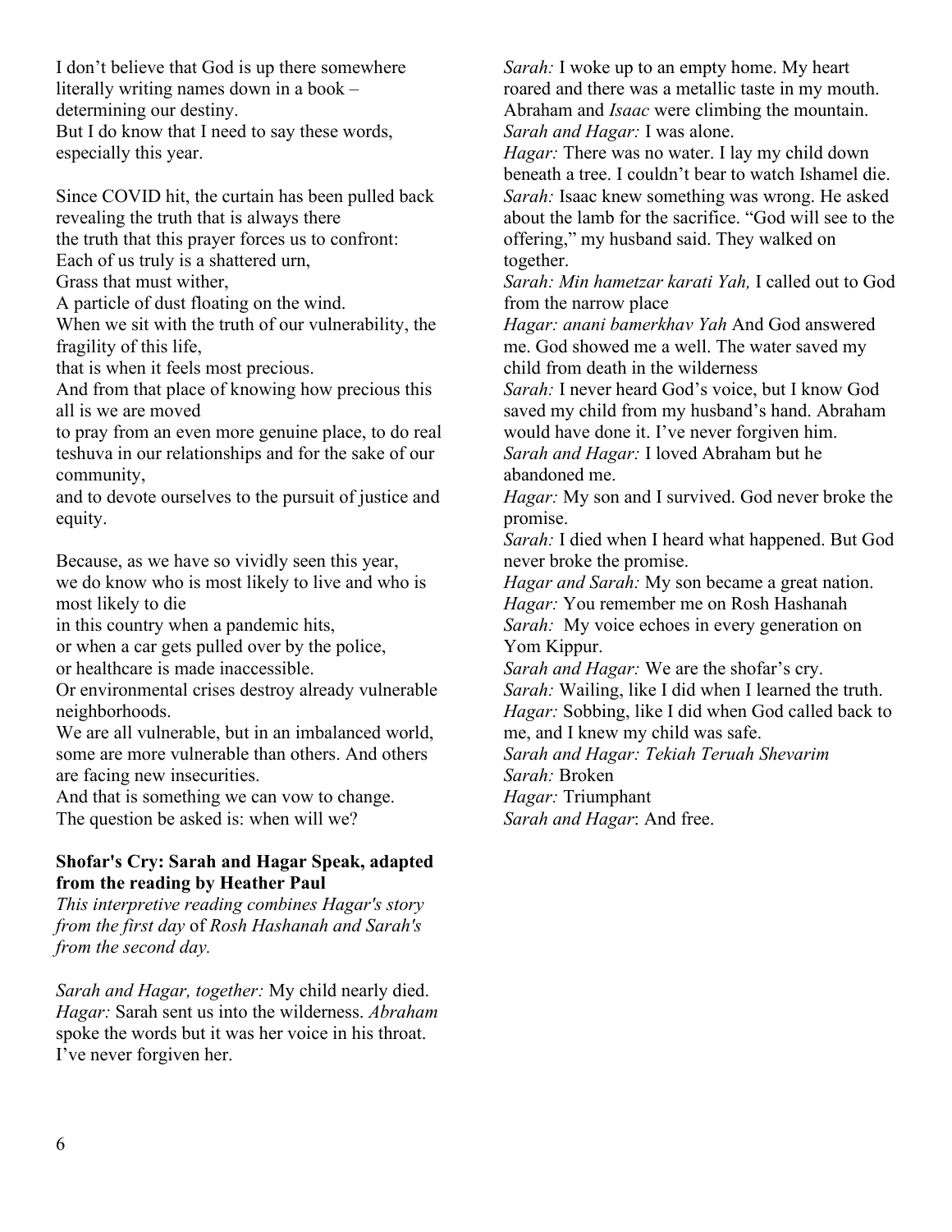I don't believe that God is up there somewhere literally writing names down in a book – determining our destiny.
But I do know that I need to say these words, especially this year.

Since COVID hit, the curtain has been pulled back revealing the truth that is always there
the truth that this prayer forces us to confront:
Each of us truly is a shattered urn,
Grass that must wither,
A particle of dust floating on the wind.
When we sit with the truth of our vulnerability, the fragility of this life,
that is when it feels most precious.
And from that place of knowing how precious this all is we are moved
to pray from an even more genuine place, to do real teshuva in our relationships and for the sake of our community,
and to devote ourselves to the pursuit of justice and equity.

Because, as we have so vividly seen this year,
we do know who is most likely to live and who is most likely to die
in this country when a pandemic hits,
or when a car gets pulled over by the police,
or healthcare is made inaccessible.
Or environmental crises destroy already vulnerable neighborhoods.
We are all vulnerable, but in an imbalanced world, some are more vulnerable than others. And others are facing new insecurities.
And that is something we can vow to change.
The question be asked is: when will we?

**Shofar's Cry: Sarah and Hagar Speak, adapted from the reading by Heather Paul**

*This interpretive reading combines Hagar's story from the first day* of *Rosh Hashanah and Sarah's from the second day.*

*Sarah and Hagar, together:* My child nearly died.
*Hagar:* Sarah sent us into the wilderness. *Abraham* spoke the words but it was her voice in his throat. I've never forgiven her.
*Sarah:* I woke up to an empty home. My heart roared and there was a metallic taste in my mouth. Abraham and *Isaac* were climbing the mountain.
*Sarah and Hagar:* I was alone.
*Hagar:* There was no water. I lay my child down beneath a tree. I couldn't bear to watch Ishamel die.
*Sarah:* Isaac knew something was wrong. He asked about the lamb for the sacrifice. "God will see to the offering," my husband said. They walked on together.
*Sarah: Min hametzar karati Yah,* I called out to God from the narrow place
*Hagar: anani bamerkhav Yah* And God answered me. God showed me a well. The water saved my child from death in the wilderness
*Sarah:* I never heard God's voice, but I know God saved my child from my husband's hand. Abraham would have done it. I've never forgiven him.
*Sarah and Hagar:* I loved Abraham but he abandoned me.
*Hagar:* My son and I survived. God never broke the promise.
*Sarah:* I died when I heard what happened. But God never broke the promise.
*Hagar and Sarah:* My son became a great nation.
*Hagar:* You remember me on Rosh Hashanah
*Sarah:* My voice echoes in every generation on Yom Kippur.
*Sarah and Hagar:* We are the shofar's cry.
*Sarah:* Wailing, like I did when I learned the truth.
*Hagar:* Sobbing, like I did when God called back to me, and I knew my child was safe.
*Sarah and Hagar: Tekiah Teruah Shevarim*
*Sarah:* Broken
*Hagar:* Triumphant
*Sarah and Hagar*: And free.